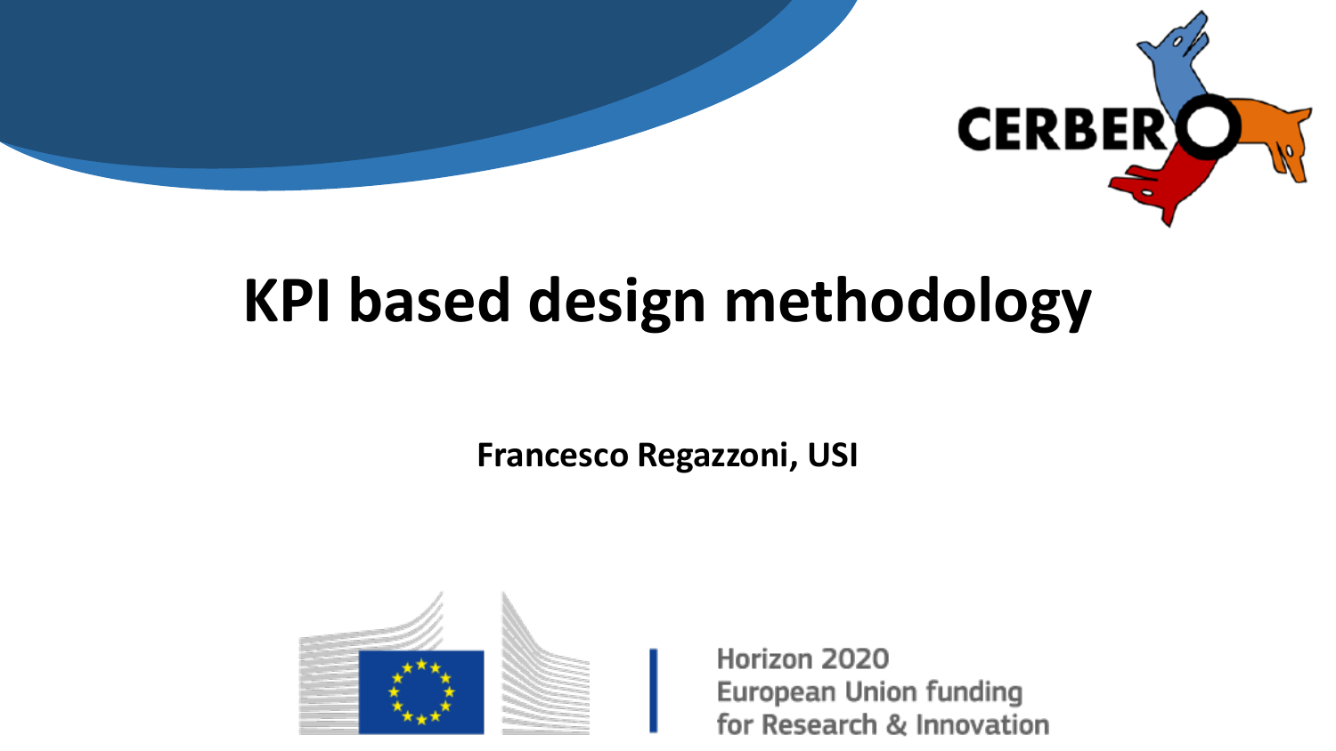CERBERO

# KPI based design methodology

**Francesco Regazzoni, USI**

Horizon 2020
European Union funding
for Research & Innovation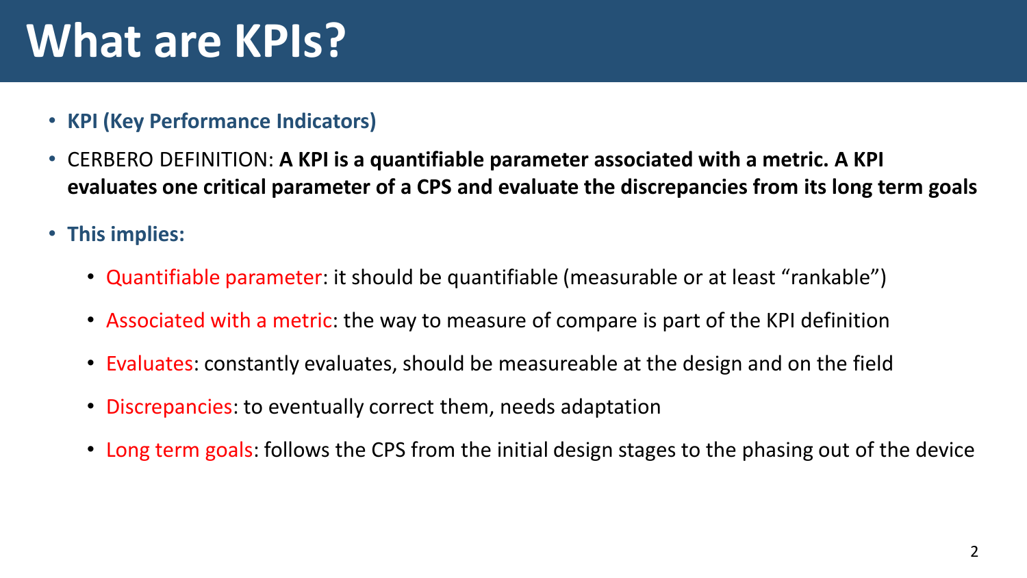# What are KPIs?

- **KPI (Key Performance Indicators)**
- CERBERO DEFINITION: **A KPI is a quantifiable parameter associated with a metric. A KPI evaluates one critical parameter of a CPS and evaluate the discrepancies from its long term goals**
- **This implies:**
  - Quantifiable parameter: it should be quantifiable (measurable or at least "rankable")
  - Associated with a metric: the way to measure of compare is part of the KPI definition
  - Evaluates: constantly evaluates, should be measureable at the design and on the field
  - Discrepancies: to eventually correct them, needs adaptation
  - Long term goals: follows the CPS from the initial design stages to the phasing out of the device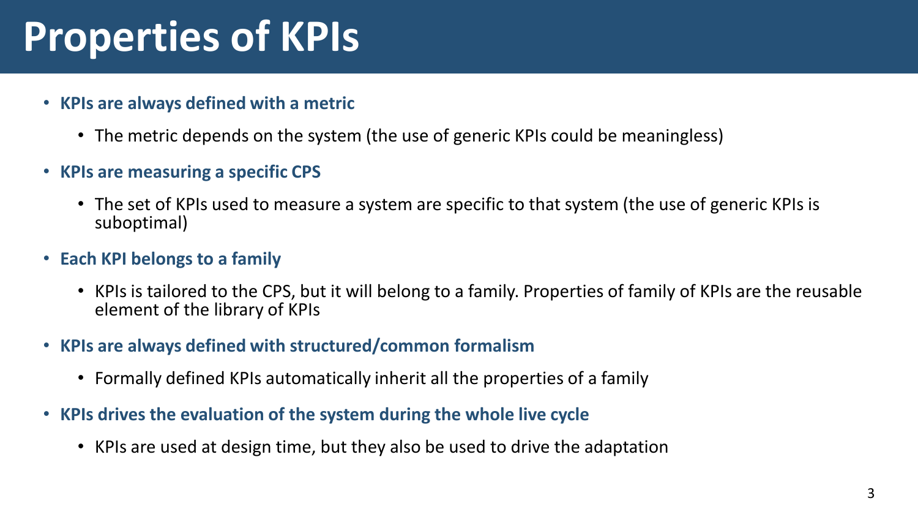# Properties of KPIs

- **KPIs are always defined with a metric**
  - The metric depends on the system (the use of generic KPIs could be meaningless)
- **KPIs are measuring a specific CPS**
  - The set of KPIs used to measure a system are specific to that system (the use of generic KPIs is suboptimal)
- **Each KPI belongs to a family**
  - KPIs is tailored to the CPS, but it will belong to a family. Properties of family of KPIs are the reusable element of the library of KPIs
- **KPIs are always defined with structured/common formalism**
  - Formally defined KPIs automatically inherit all the properties of a family
- **KPIs drives the evaluation of the system during the whole live cycle**
  - KPIs are used at design time, but they also be used to drive the adaptation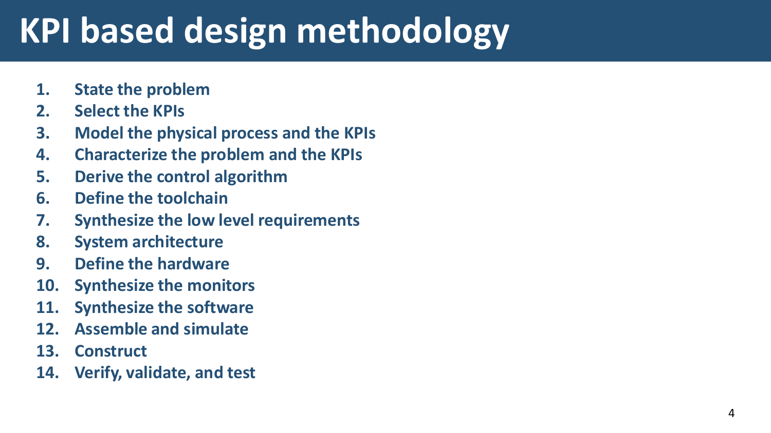# KPI based design methodology

1. **State the problem**
2. **Select the KPIs**
3. **Model the physical process and the KPIs**
4. **Characterize the problem and the KPIs**
5. **Derive the control algorithm**
6. **Define the toolchain**
7. **Synthesize the low level requirements**
8. **System architecture**
9. **Define the hardware**
10. **Synthesize the monitors**
11. **Synthesize the software**
12. **Assemble and simulate**
13. **Construct**
14. **Verify, validate, and test**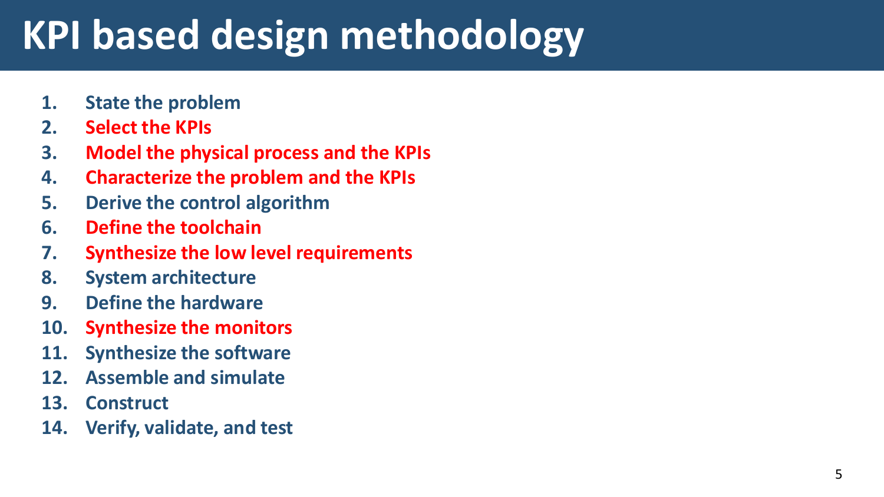# KPI based design methodology

1. State the problem
2. Select the KPIs
3. Model the physical process and the KPIs
4. Characterize the problem and the KPIs
5. Derive the control algorithm
6. Define the toolchain
7. Synthesize the low level requirements
8. System architecture
9. Define the hardware
10. Synthesize the monitors
11. Synthesize the software
12. Assemble and simulate
13. Construct
14. Verify, validate, and test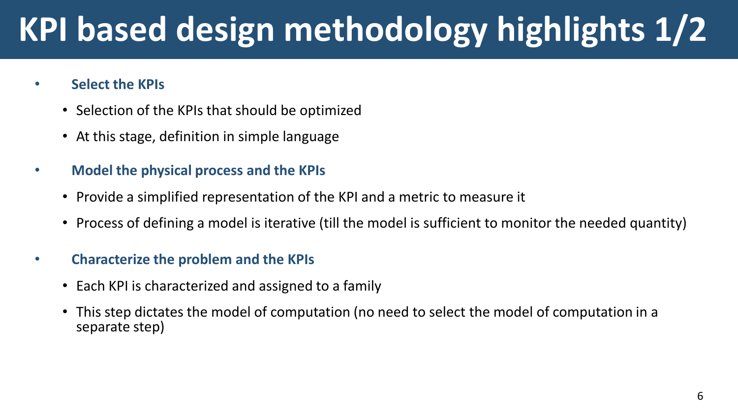# KPI based design methodology highlights 1/2

- **Select the KPIs**
  - Selection of the KPIs that should be optimized
  - At this stage, definition in simple language
- **Model the physical process and the KPIs**
  - Provide a simplified representation of the KPI and a metric to measure it
  - Process of defining a model is iterative (till the model is sufficient to monitor the needed quantity)
- **Characterize the problem and the KPIs**
  - Each KPI is characterized and assigned to a family
  - This step dictates the model of computation (no need to select the model of computation in a separate step)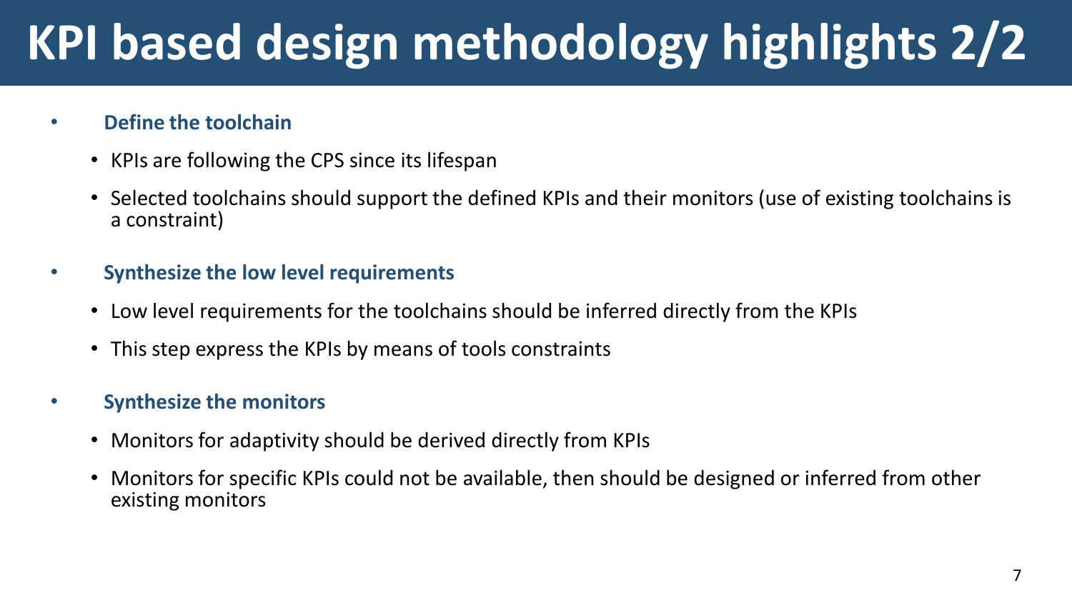# KPI based design methodology highlights 2/2

- **Define the toolchain**
  - KPIs are following the CPS since its lifespan
  - Selected toolchains should support the defined KPIs and their monitors (use of existing toolchains is a constraint)
- **Synthesize the low level requirements**
  - Low level requirements for the toolchains should be inferred directly from the KPIs
  - This step express the KPIs by means of tools constraints
- **Synthesize the monitors**
  - Monitors for adaptivity should be derived directly from KPIs
  - Monitors for specific KPIs could not be available, then should be designed or inferred from other existing monitors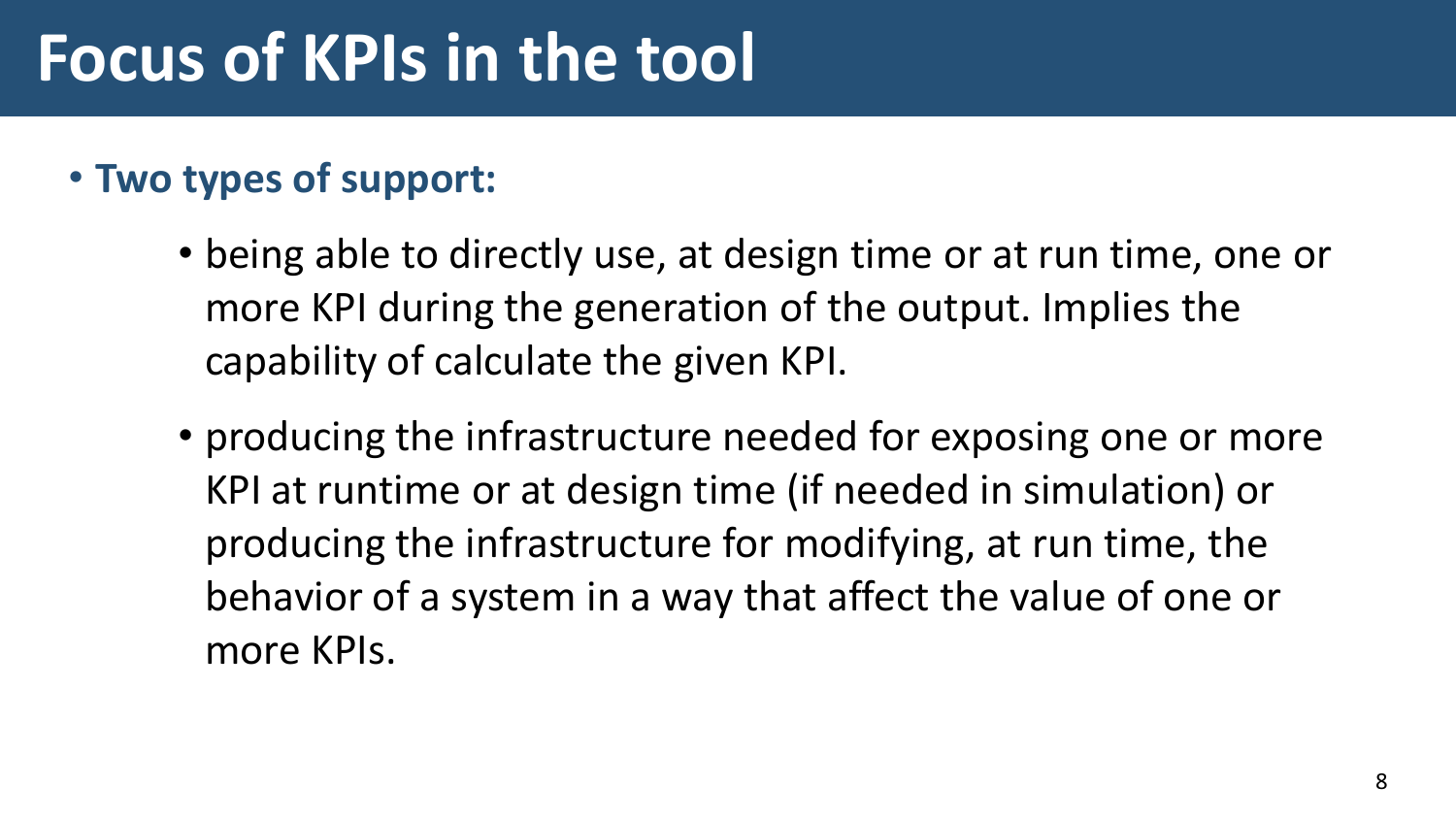# Focus of KPIs in the tool

- **Two types of support:**
  - being able to directly use, at design time or at run time, one or more KPI during the generation of the output. Implies the capability of calculate the given KPI.
  - producing the infrastructure needed for exposing one or more KPI at runtime or at design time (if needed in simulation) or producing the infrastructure for modifying, at run time, the behavior of a system in a way that affect the value of one or more KPIs.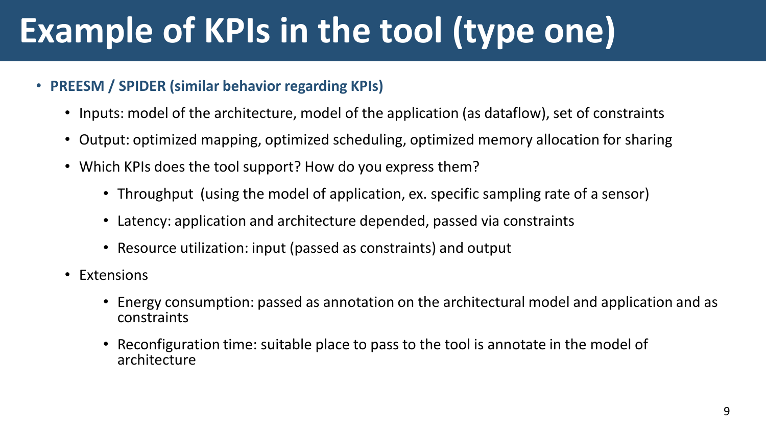# Example of KPIs in the tool (type one)

- **PREESM / SPIDER (similar behavior regarding KPIs)**
  - Inputs: model of the architecture, model of the application (as dataflow), set of constraints
  - Output: optimized mapping, optimized scheduling, optimized memory allocation for sharing
  - Which KPIs does the tool support? How do you express them?
    - Throughput (using the model of application, ex. specific sampling rate of a sensor)
    - Latency: application and architecture depended, passed via constraints
    - Resource utilization: input (passed as constraints) and output
  - Extensions
    - Energy consumption: passed as annotation on the architectural model and application and as constraints
    - Reconfiguration time: suitable place to pass to the tool is annotate in the model of architecture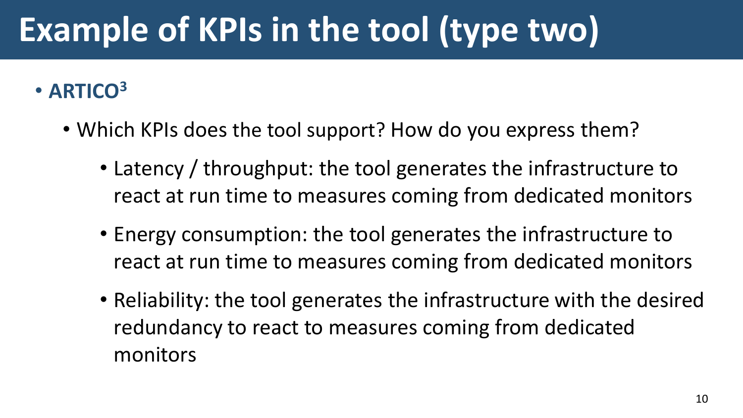# Example of KPIs in the tool (type two)

- **ARTICO$^3$**
  - Which KPIs does the tool support? How do you express them?
    - Latency / throughput: the tool generates the infrastructure to react at run time to measures coming from dedicated monitors
    - Energy consumption: the tool generates the infrastructure to react at run time to measures coming from dedicated monitors
    - Reliability: the tool generates the infrastructure with the desired redundancy to react to measures coming from dedicated monitors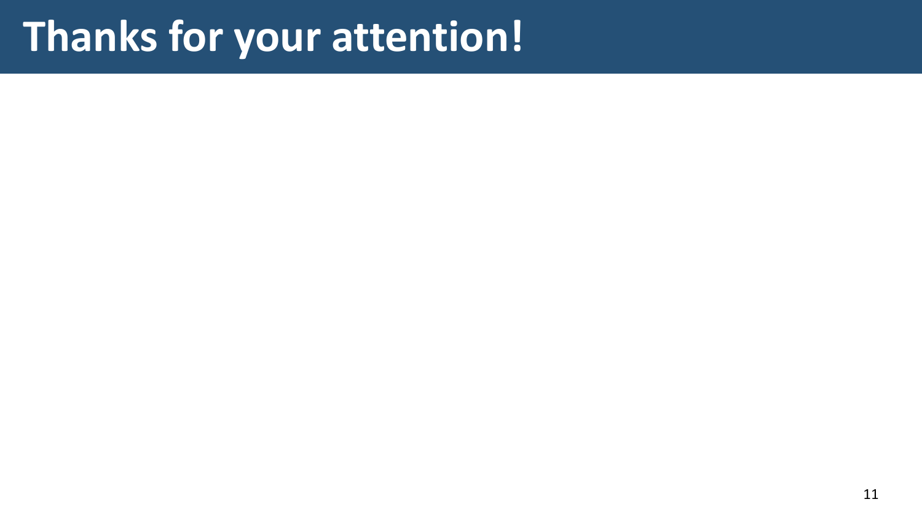# Thanks for your attention!